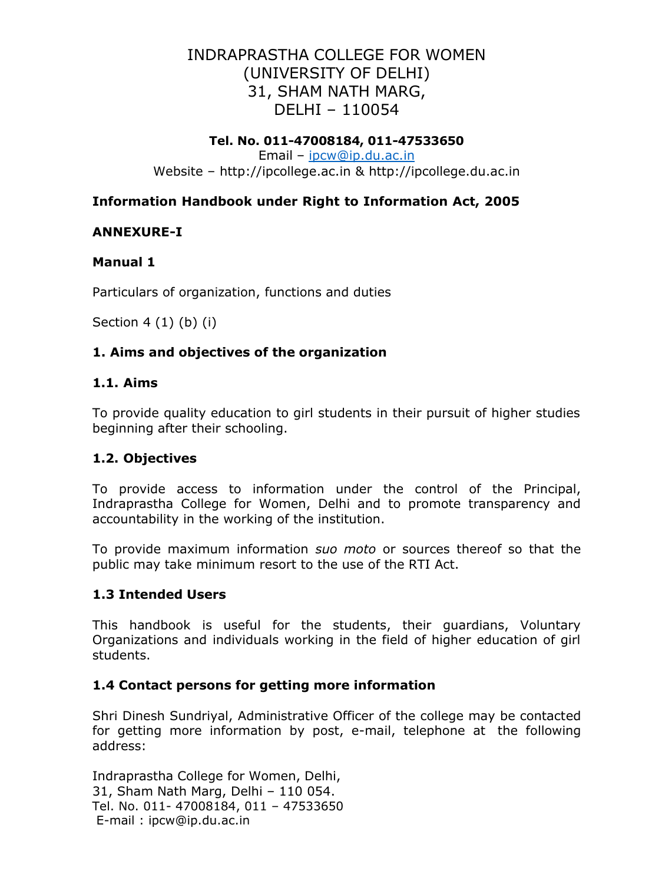# INDRAPRASTHA COLLEGE FOR WOMEN
# (UNIVERSITY OF DELHI)
# 31, SHAM NATH MARG,
# DELHI – 110054

**Tel. No. 011-47008184, 011-47533650**

Email – ipcw@ip.du.ac.in

Website – http://ipcollege.ac.in & http://ipcollege.du.ac.in

**Information Handbook under Right to Information Act, 2005**

**ANNEXURE-I**

**Manual 1**

Particulars of organization, functions and duties

Section 4 (1) (b) (i)

### 1. Aims and objectives of the organization

### 1.1. Aims

To provide quality education to girl students in their pursuit of higher studies beginning after their schooling.

### 1.2. Objectives

To provide access to information under the control of the Principal, Indraprastha College for Women, Delhi and to promote transparency and accountability in the working of the institution.

To provide maximum information *suo moto* or sources thereof so that the public may take minimum resort to the use of the RTI Act.

### 1.3 Intended Users

This handbook is useful for the students, their guardians, Voluntary Organizations and individuals working in the field of higher education of girl students.

### 1.4 Contact persons for getting more information

Shri Dinesh Sundriyal, Administrative Officer of the college may be contacted for getting more information by post, e-mail, telephone at the following address:

Indraprastha College for Women, Delhi,
31, Sham Nath Marg, Delhi – 110 054.
Tel. No. 011- 47008184, 011 – 47533650
E-mail : ipcw@ip.du.ac.in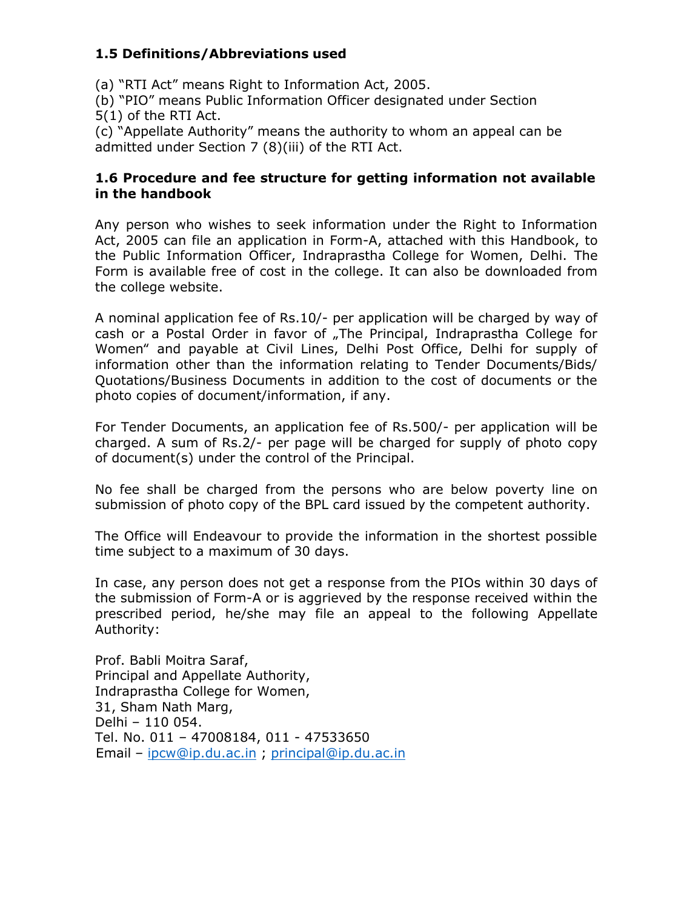### 1.5 Definitions/Abbreviations used

(a) "RTI Act" means Right to Information Act, 2005.
(b) "PIO" means Public Information Officer designated under Section 5(1) of the RTI Act.
(c) "Appellate Authority" means the authority to whom an appeal can be admitted under Section 7 (8)(iii) of the RTI Act.

### 1.6 Procedure and fee structure for getting information not available in the handbook

Any person who wishes to seek information under the Right to Information Act, 2005 can file an application in Form-A, attached with this Handbook, to the Public Information Officer, Indraprastha College for Women, Delhi. The Form is available free of cost in the college. It can also be downloaded from the college website.

A nominal application fee of Rs.10/- per application will be charged by way of cash or a Postal Order in favor of „The Principal, Indraprastha College for Women" and payable at Civil Lines, Delhi Post Office, Delhi for supply of information other than the information relating to Tender Documents/Bids/ Quotations/Business Documents in addition to the cost of documents or the photo copies of document/information, if any.

For Tender Documents, an application fee of Rs.500/- per application will be charged. A sum of Rs.2/- per page will be charged for supply of photo copy of document(s) under the control of the Principal.

No fee shall be charged from the persons who are below poverty line on submission of photo copy of the BPL card issued by the competent authority.

The Office will Endeavour to provide the information in the shortest possible time subject to a maximum of 30 days.

In case, any person does not get a response from the PIOs within 30 days of the submission of Form-A or is aggrieved by the response received within the prescribed period, he/she may file an appeal to the following Appellate Authority:

Prof. Babli Moitra Saraf,
Principal and Appellate Authority,
Indraprastha College for Women,
31, Sham Nath Marg,
Delhi – 110 054.
Tel. No. 011 – 47008184, 011 - 47533650
Email – ipcw@ip.du.ac.in ; principal@ip.du.ac.in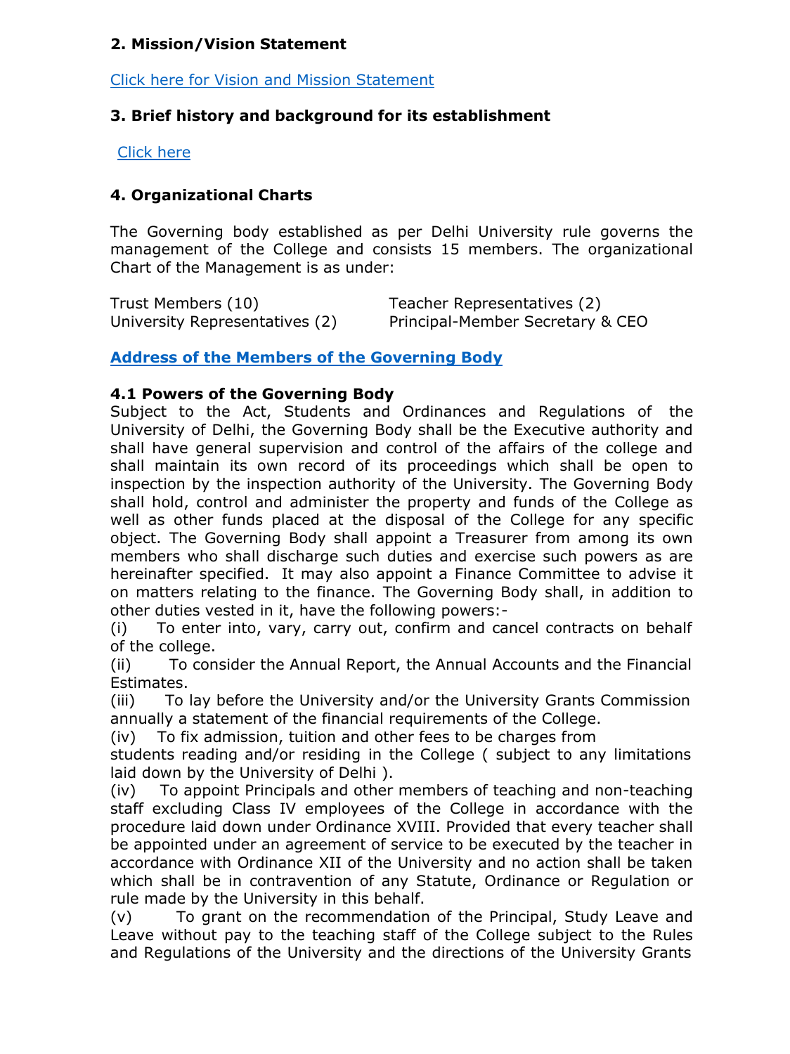**2. Mission/Vision Statement**

Click here for Vision and Mission Statement

**3. Brief history and background for its establishment**

Click here

**4. Organizational Charts**

The Governing body established as per Delhi University rule governs the management of the College and consists 15 members. The organizational Chart of the Management is as under:

| | |
|---|---|
| Trust Members (10) | Teacher Representatives (2) |
| University Representatives (2) | Principal-Member Secretary & CEO |

**Address of the Members of the Governing Body**

**4.1 Powers of the Governing Body**

Subject to the Act, Students and Ordinances and Regulations of the University of Delhi, the Governing Body shall be the Executive authority and shall have general supervision and control of the affairs of the college and shall maintain its own record of its proceedings which shall be open to inspection by the inspection authority of the University. The Governing Body shall hold, control and administer the property and funds of the College as well as other funds placed at the disposal of the College for any specific object. The Governing Body shall appoint a Treasurer from among its own members who shall discharge such duties and exercise such powers as are hereinafter specified. It may also appoint a Finance Committee to advise it on matters relating to the finance. The Governing Body shall, in addition to other duties vested in it, have the following powers:-

(i) To enter into, vary, carry out, confirm and cancel contracts on behalf of the college.

(ii) To consider the Annual Report, the Annual Accounts and the Financial Estimates.

(iii) To lay before the University and/or the University Grants Commission annually a statement of the financial requirements of the College.

(iv) To fix admission, tuition and other fees to be charges from students reading and/or residing in the College ( subject to any limitations laid down by the University of Delhi ).

(iv) To appoint Principals and other members of teaching and non-teaching staff excluding Class IV employees of the College in accordance with the procedure laid down under Ordinance XVIII. Provided that every teacher shall be appointed under an agreement of service to be executed by the teacher in accordance with Ordinance XII of the University and no action shall be taken which shall be in contravention of any Statute, Ordinance or Regulation or rule made by the University in this behalf.

(v) To grant on the recommendation of the Principal, Study Leave and Leave without pay to the teaching staff of the College subject to the Rules and Regulations of the University and the directions of the University Grants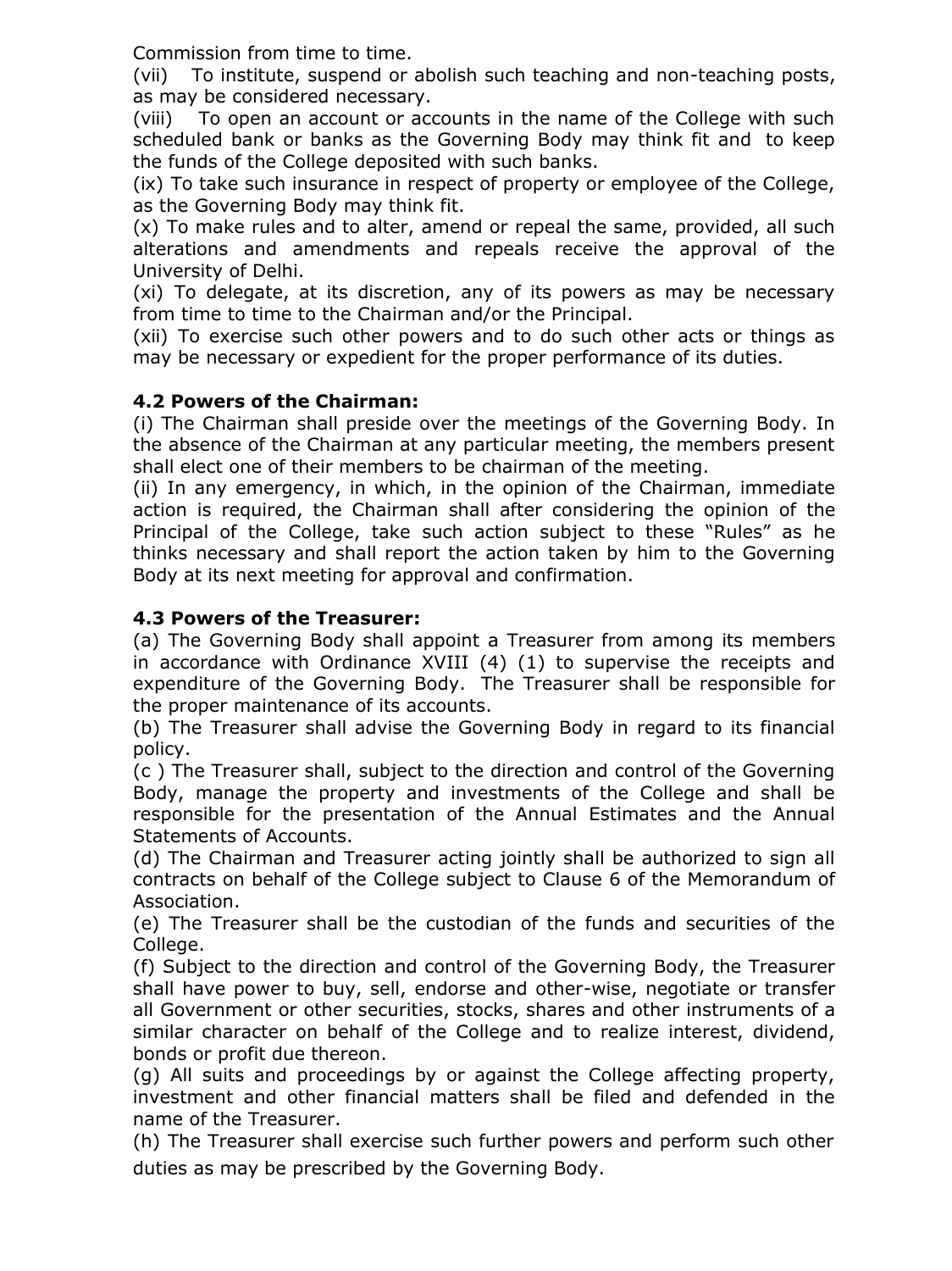Commission from time to time.

(vii) To institute, suspend or abolish such teaching and non-teaching posts, as may be considered necessary.

(viii) To open an account or accounts in the name of the College with such scheduled bank or banks as the Governing Body may think fit and to keep the funds of the College deposited with such banks.

(ix) To take such insurance in respect of property or employee of the College, as the Governing Body may think fit.

(x) To make rules and to alter, amend or repeal the same, provided, all such alterations and amendments and repeals receive the approval of the University of Delhi.

(xi) To delegate, at its discretion, any of its powers as may be necessary from time to time to the Chairman and/or the Principal.

(xii) To exercise such other powers and to do such other acts or things as may be necessary or expedient for the proper performance of its duties.

**4.2 Powers of the Chairman:**

(i) The Chairman shall preside over the meetings of the Governing Body. In the absence of the Chairman at any particular meeting, the members present shall elect one of their members to be chairman of the meeting.

(ii) In any emergency, in which, in the opinion of the Chairman, immediate action is required, the Chairman shall after considering the opinion of the Principal of the College, take such action subject to these "Rules" as he thinks necessary and shall report the action taken by him to the Governing Body at its next meeting for approval and confirmation.

**4.3 Powers of the Treasurer:**

(a) The Governing Body shall appoint a Treasurer from among its members in accordance with Ordinance XVIII (4) (1) to supervise the receipts and expenditure of the Governing Body. The Treasurer shall be responsible for the proper maintenance of its accounts.

(b) The Treasurer shall advise the Governing Body in regard to its financial policy.

(c ) The Treasurer shall, subject to the direction and control of the Governing Body, manage the property and investments of the College and shall be responsible for the presentation of the Annual Estimates and the Annual Statements of Accounts.

(d) The Chairman and Treasurer acting jointly shall be authorized to sign all contracts on behalf of the College subject to Clause 6 of the Memorandum of Association.

(e) The Treasurer shall be the custodian of the funds and securities of the College.

(f) Subject to the direction and control of the Governing Body, the Treasurer shall have power to buy, sell, endorse and other-wise, negotiate or transfer all Government or other securities, stocks, shares and other instruments of a similar character on behalf of the College and to realize interest, dividend, bonds or profit due thereon.

(g) All suits and proceedings by or against the College affecting property, investment and other financial matters shall be filed and defended in the name of the Treasurer.

(h) The Treasurer shall exercise such further powers and perform such other duties as may be prescribed by the Governing Body.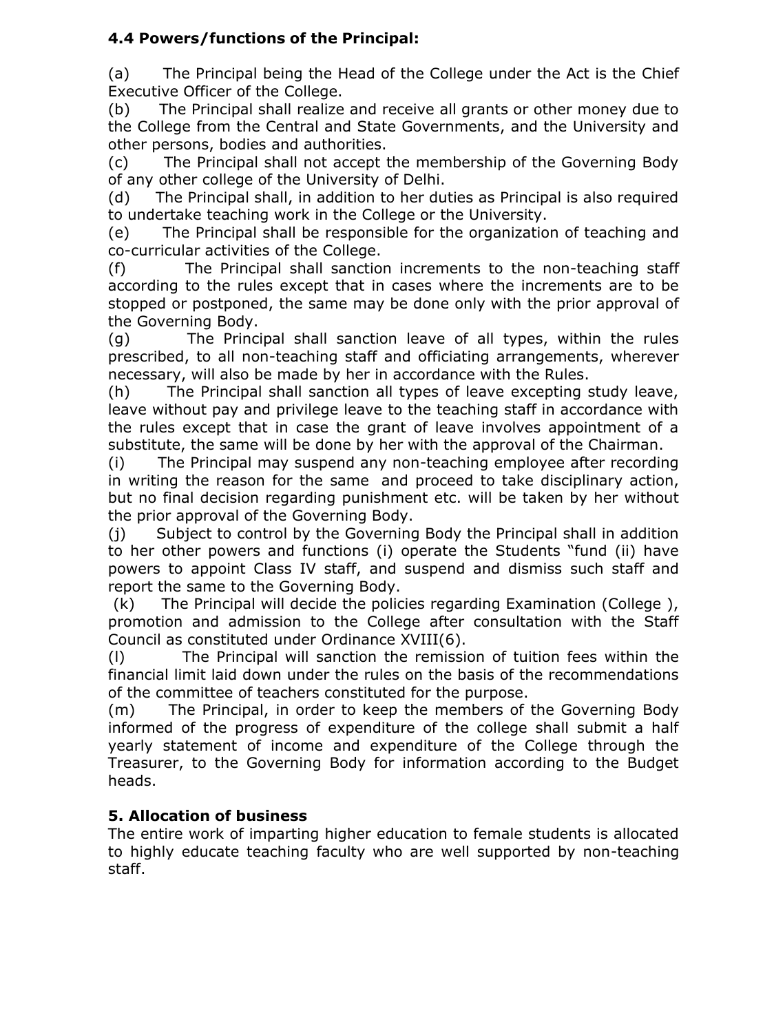**4.4 Powers/functions of the Principal:**

(a) The Principal being the Head of the College under the Act is the Chief Executive Officer of the College.

(b) The Principal shall realize and receive all grants or other money due to the College from the Central and State Governments, and the University and other persons, bodies and authorities.

(c) The Principal shall not accept the membership of the Governing Body of any other college of the University of Delhi.

(d) The Principal shall, in addition to her duties as Principal is also required to undertake teaching work in the College or the University.

(e) The Principal shall be responsible for the organization of teaching and co-curricular activities of the College.

(f) The Principal shall sanction increments to the non-teaching staff according to the rules except that in cases where the increments are to be stopped or postponed, the same may be done only with the prior approval of the Governing Body.

(g) The Principal shall sanction leave of all types, within the rules prescribed, to all non-teaching staff and officiating arrangements, wherever necessary, will also be made by her in accordance with the Rules.

(h) The Principal shall sanction all types of leave excepting study leave, leave without pay and privilege leave to the teaching staff in accordance with the rules except that in case the grant of leave involves appointment of a substitute, the same will be done by her with the approval of the Chairman.

(i) The Principal may suspend any non-teaching employee after recording in writing the reason for the same and proceed to take disciplinary action, but no final decision regarding punishment etc. will be taken by her without the prior approval of the Governing Body.

(j) Subject to control by the Governing Body the Principal shall in addition to her other powers and functions (i) operate the Students "fund (ii) have powers to appoint Class IV staff, and suspend and dismiss such staff and report the same to the Governing Body.

(k) The Principal will decide the policies regarding Examination (College ), promotion and admission to the College after consultation with the Staff Council as constituted under Ordinance XVIII(6).

(l) The Principal will sanction the remission of tuition fees within the financial limit laid down under the rules on the basis of the recommendations of the committee of teachers constituted for the purpose.

(m) The Principal, in order to keep the members of the Governing Body informed of the progress of expenditure of the college shall submit a half yearly statement of income and expenditure of the College through the Treasurer, to the Governing Body for information according to the Budget heads.

**5. Allocation of business**

The entire work of imparting higher education to female students is allocated to highly educate teaching faculty who are well supported by non-teaching staff.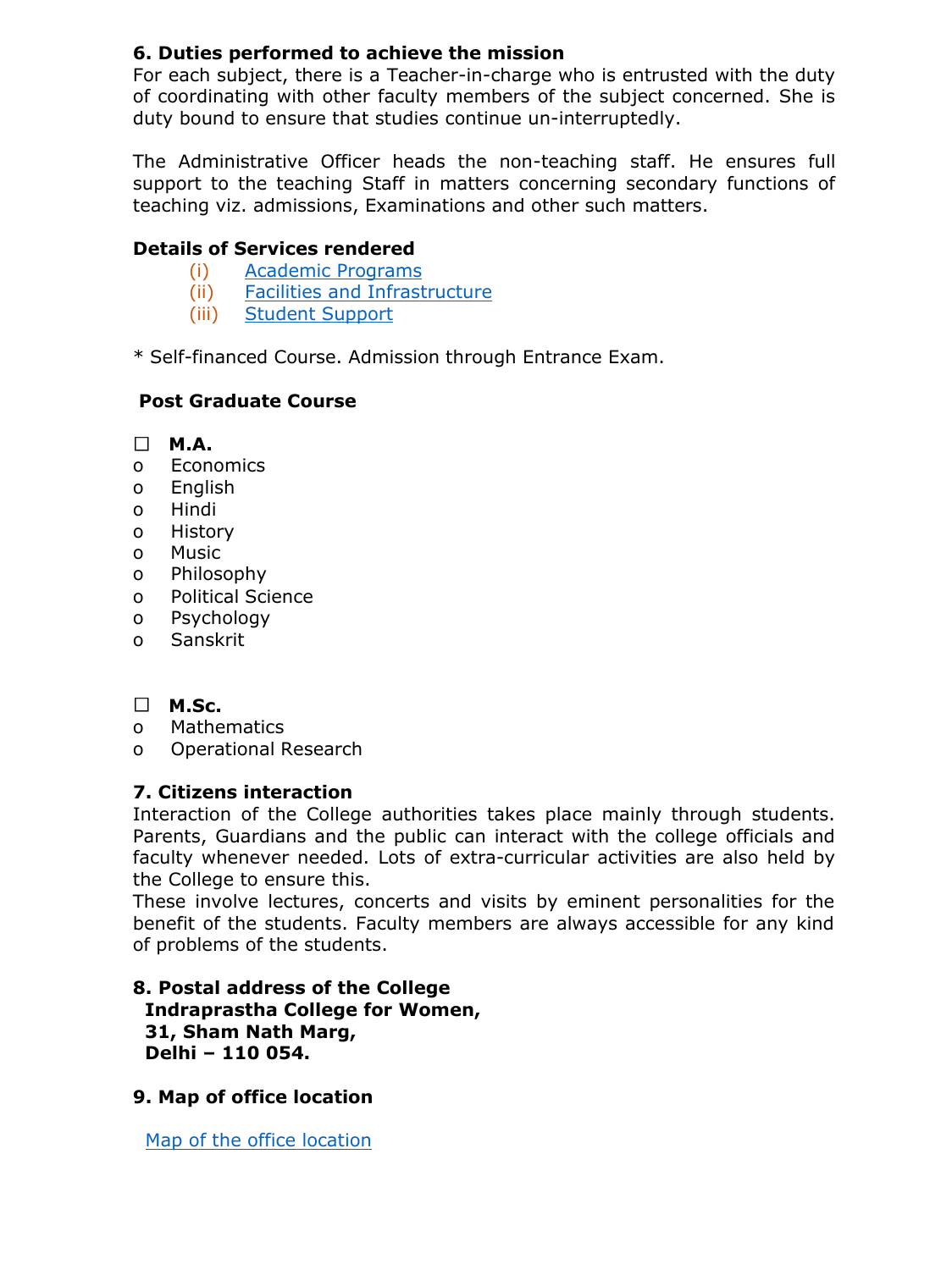### 6. Duties performed to achieve the mission

For each subject, there is a Teacher-in-charge who is entrusted with the duty of coordinating with other faculty members of the subject concerned. She is duty bound to ensure that studies continue un-interruptedly.

The Administrative Officer heads the non-teaching staff. He ensures full support to the teaching Staff in matters concerning secondary functions of teaching viz. admissions, Examinations and other such matters.

**Details of Services rendered**

(i) Academic Programs
(ii) Facilities and Infrastructure
(iii) Student Support

* Self-financed Course. Admission through Entrance Exam.

**Post Graduate Course**

- **M.A.**
  - Economics
  - English
  - Hindi
  - History
  - Music
  - Philosophy
  - Political Science
  - Psychology
  - Sanskrit

- **M.Sc.**
  - Mathematics
  - Operational Research

### 7. Citizens interaction

Interaction of the College authorities takes place mainly through students. Parents, Guardians and the public can interact with the college officials and faculty whenever needed. Lots of extra-curricular activities are also held by the College to ensure this.
These involve lectures, concerts and visits by eminent personalities for the benefit of the students. Faculty members are always accessible for any kind of problems of the students.

### 8. Postal address of the College

**Indraprastha College for Women,**
**31, Sham Nath Marg,**
**Delhi – 110 054.**

### 9. Map of office location

Map of the office location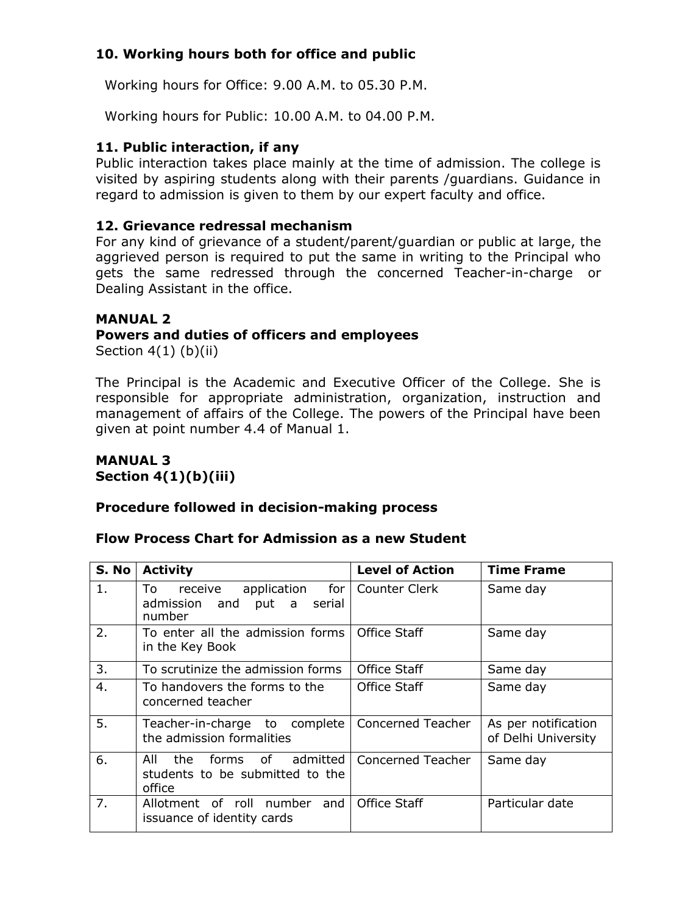**10. Working hours both for office and public**

Working hours for Office: 9.00 A.M. to 05.30 P.M.

Working hours for Public: 10.00 A.M. to 04.00 P.M.

**11. Public interaction, if any**

Public interaction takes place mainly at the time of admission. The college is visited by aspiring students along with their parents /guardians. Guidance in regard to admission is given to them by our expert faculty and office.

**12. Grievance redressal mechanism**

For any kind of grievance of a student/parent/guardian or public at large, the aggrieved person is required to put the same in writing to the Principal who gets the same redressed through the concerned Teacher-in-charge or Dealing Assistant in the office.

**MANUAL 2**

**Powers and duties of officers and employees**

Section 4(1) (b)(ii)

The Principal is the Academic and Executive Officer of the College. She is responsible for appropriate administration, organization, instruction and management of affairs of the College. The powers of the Principal have been given at point number 4.4 of Manual 1.

**MANUAL 3**

**Section 4(1)(b)(iii)**

**Procedure followed in decision-making process**

**Flow Process Chart for Admission as a new Student**

| S. No | Activity | Level of Action | Time Frame |
|---|---|---|---|
| 1. | To receive application for admission and put a serial number | Counter Clerk | Same day |
| 2. | To enter all the admission forms in the Key Book | Office Staff | Same day |
| 3. | To scrutinize the admission forms | Office Staff | Same day |
| 4. | To handovers the forms to the concerned teacher | Office Staff | Same day |
| 5. | Teacher-in-charge to complete the admission formalities | Concerned Teacher | As per notification of Delhi University |
| 6. | All the forms of admitted students to be submitted to the office | Concerned Teacher | Same day |
| 7. | Allotment of roll number and issuance of identity cards | Office Staff | Particular date |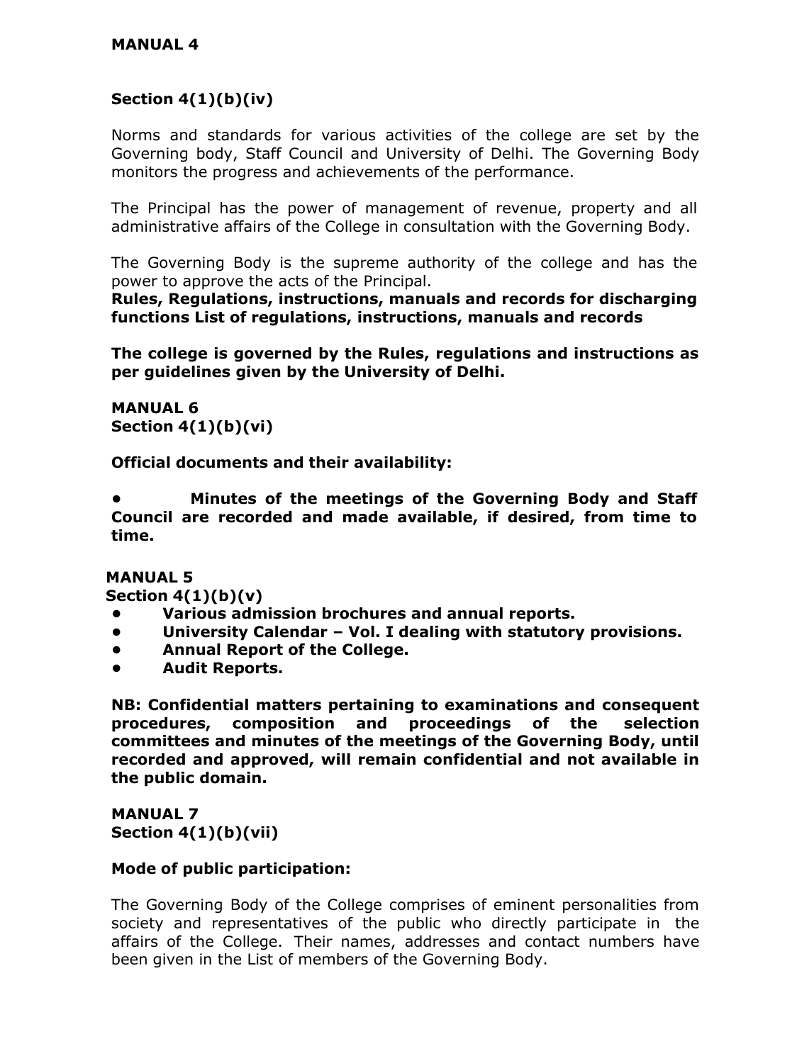**MANUAL 4**

**Section 4(1)(b)(iv)**

Norms and standards for various activities of the college are set by the Governing body, Staff Council and University of Delhi. The Governing Body monitors the progress and achievements of the performance.

The Principal has the power of management of revenue, property and all administrative affairs of the College in consultation with the Governing Body.

The Governing Body is the supreme authority of the college and has the power to approve the acts of the Principal.
**Rules, Regulations, instructions, manuals and records for discharging functions List of regulations, instructions, manuals and records**

**The college is governed by the Rules, regulations and instructions as per guidelines given by the University of Delhi.**

**MANUAL 6**
**Section 4(1)(b)(vi)**

**Official documents and their availability:**

- **Minutes of the meetings of the Governing Body and Staff Council are recorded and made available, if desired, from time to time.**

**MANUAL 5**
**Section 4(1)(b)(v)**

- **Various admission brochures and annual reports.**
- **University Calendar – Vol. I dealing with statutory provisions.**
- **Annual Report of the College.**
- **Audit Reports.**

**NB: Confidential matters pertaining to examinations and consequent procedures, composition and proceedings of the selection committees and minutes of the meetings of the Governing Body, until recorded and approved, will remain confidential and not available in the public domain.**

**MANUAL 7**
**Section 4(1)(b)(vii)**

**Mode of public participation:**

The Governing Body of the College comprises of eminent personalities from society and representatives of the public who directly participate in the affairs of the College. Their names, addresses and contact numbers have been given in the List of members of the Governing Body.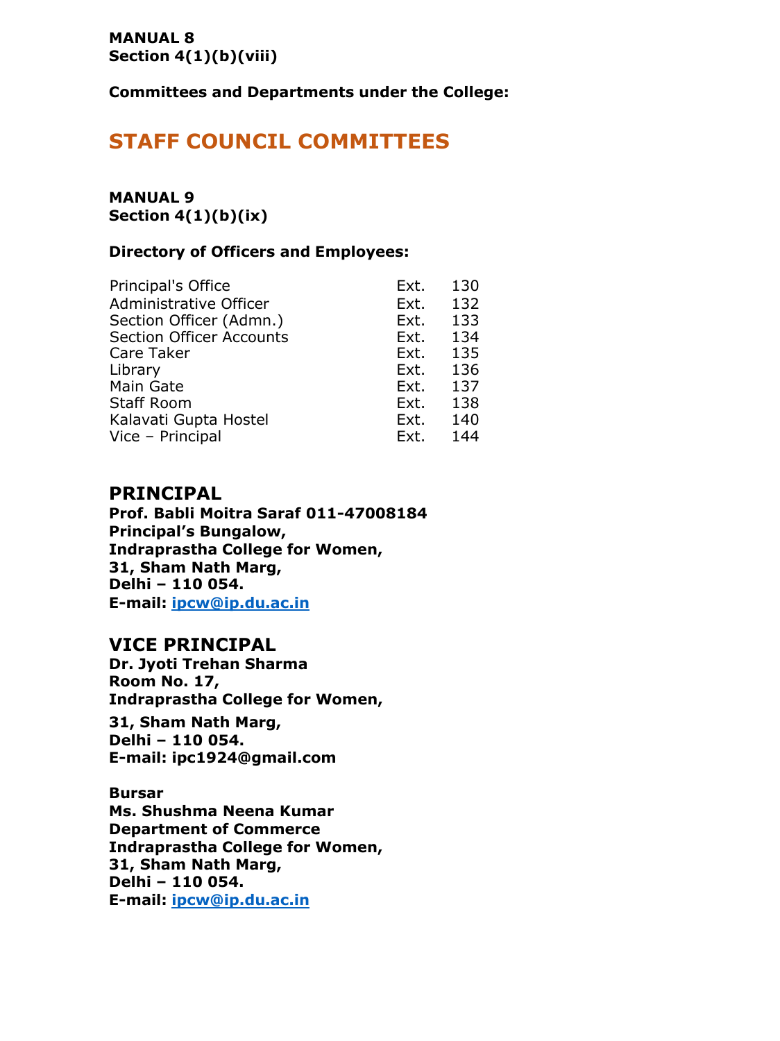**MANUAL 8**
**Section 4(1)(b)(viii)**

**Committees and Departments under the College:**

## STAFF COUNCIL COMMITTEES

**MANUAL 9**
**Section 4(1)(b)(ix)**

**Directory of Officers and Employees:**

| | | |
|---|---|---|
| Principal's Office | Ext. | 130 |
| Administrative Officer | Ext. | 132 |
| Section Officer (Admn.) | Ext. | 133 |
| Section Officer Accounts | Ext. | 134 |
| Care Taker | Ext. | 135 |
| Library | Ext. | 136 |
| Main Gate | Ext. | 137 |
| Staff Room | Ext. | 138 |
| Kalavati Gupta Hostel | Ext. | 140 |
| Vice – Principal | Ext. | 144 |

### PRINCIPAL

**Prof. Babli Moitra Saraf 011-47008184**
**Principal's Bungalow,**
**Indraprastha College for Women,**
**31, Sham Nath Marg,**
**Delhi – 110 054.**
**E-mail: ipcw@ip.du.ac.in**

### VICE PRINCIPAL

**Dr. Jyoti Trehan Sharma**
**Room No. 17,**
**Indraprastha College for Women,**
**31, Sham Nath Marg,**
**Delhi – 110 054.**
**E-mail: ipc1924@gmail.com**

**Bursar**
**Ms. Shushma Neena Kumar**
**Department of Commerce**
**Indraprastha College for Women,**
**31, Sham Nath Marg,**
**Delhi – 110 054.**
**E-mail: ipcw@ip.du.ac.in**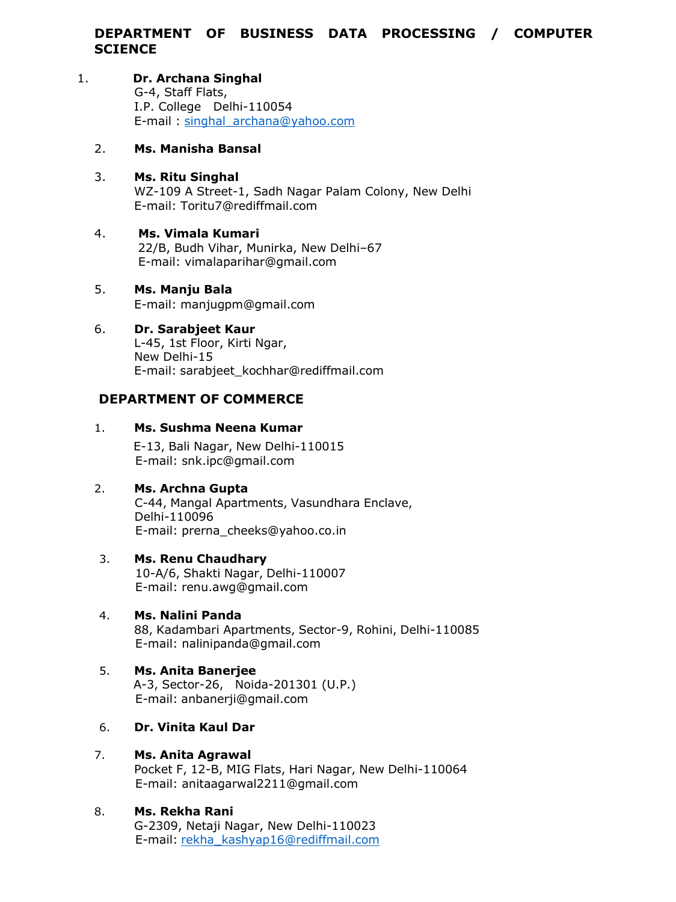## DEPARTMENT OF BUSINESS DATA PROCESSING / COMPUTER SCIENCE

1. **Dr. Archana Singhal**
   G-4, Staff Flats,
   I.P. College Delhi-110054
   E-mail : singhal_archana@yahoo.com

2. **Ms. Manisha Bansal**

3. **Ms. Ritu Singhal**
   WZ-109 A Street-1, Sadh Nagar Palam Colony, New Delhi
   E-mail: Toritu7@rediffmail.com

4. **Ms. Vimala Kumari**
   22/B, Budh Vihar, Munirka, New Delhi–67
   E-mail: vimalaparihar@gmail.com

5. **Ms. Manju Bala**
   E-mail: manjugpm@gmail.com

6. **Dr. Sarabjeet Kaur**
   L-45, 1st Floor, Kirti Ngar,
   New Delhi-15
   E-mail: sarabjeet_kochhar@rediffmail.com

## DEPARTMENT OF COMMERCE

1. **Ms. Sushma Neena Kumar**
   E-13, Bali Nagar, New Delhi-110015
   E-mail: snk.ipc@gmail.com

2. **Ms. Archna Gupta**
   C-44, Mangal Apartments, Vasundhara Enclave,
   Delhi-110096
   E-mail: prerna_cheeks@yahoo.co.in

3. **Ms. Renu Chaudhary**
   10-A/6, Shakti Nagar, Delhi-110007
   E-mail: renu.awg@gmail.com

4. **Ms. Nalini Panda**
   88, Kadambari Apartments, Sector-9, Rohini, Delhi-110085
   E-mail: nalinipanda@gmail.com

5. **Ms. Anita Banerjee**
   A-3, Sector-26, Noida-201301 (U.P.)
   E-mail: anbanerji@gmail.com

6. **Dr. Vinita Kaul Dar**

7. **Ms. Anita Agrawal**
   Pocket F, 12-B, MIG Flats, Hari Nagar, New Delhi-110064
   E-mail: anitaagarwal2211@gmail.com

8. **Ms. Rekha Rani**
   G-2309, Netaji Nagar, New Delhi-110023
   E-mail: rekha_kashyap16@rediffmail.com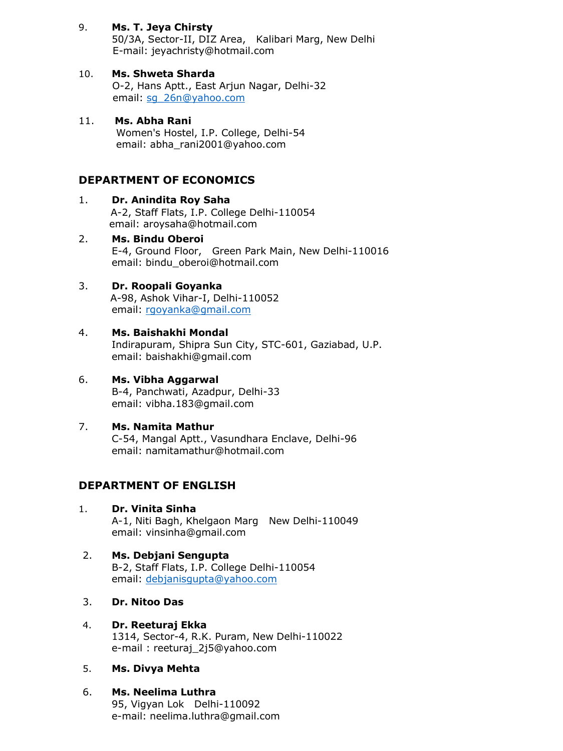9. **Ms. T. Jeya Chirsty**
   50/3A, Sector-II, DIZ Area, Kalibari Marg, New Delhi
   E-mail: jeyachristy@hotmail.com

10. **Ms. Shweta Sharda**
    O-2, Hans Aptt., East Arjun Nagar, Delhi-32
    email: sg_26n@yahoo.com

11. **Ms. Abha Rani**
    Women's Hostel, I.P. College, Delhi-54
    email: abha_rani2001@yahoo.com

## DEPARTMENT OF ECONOMICS

1. **Dr. Anindita Roy Saha**
   A-2, Staff Flats, I.P. College Delhi-110054
   email: aroysaha@hotmail.com

2. **Ms. Bindu Oberoi**
   E-4, Ground Floor, Green Park Main, New Delhi-110016
   email: bindu_oberoi@hotmail.com

3. **Dr. Roopali Goyanka**
   A-98, Ashok Vihar-I, Delhi-110052
   email: rgoyanka@gmail.com

4. **Ms. Baishakhi Mondal**
   Indirapuram, Shipra Sun City, STC-601, Gaziabad, U.P.
   email: baishakhi@gmail.com

6. **Ms. Vibha Aggarwal**
   B-4, Panchwati, Azadpur, Delhi-33
   email: vibha.183@gmail.com

7. **Ms. Namita Mathur**
   C-54, Mangal Aptt., Vasundhara Enclave, Delhi-96
   email: namitamathur@hotmail.com

## DEPARTMENT OF ENGLISH

1. **Dr. Vinita Sinha**
   A-1, Niti Bagh, Khelgaon Marg New Delhi-110049
   email: vinsinha@gmail.com

2. **Ms. Debjani Sengupta**
   B-2, Staff Flats, I.P. College Delhi-110054
   email: debjanisgupta@yahoo.com

3. **Dr. Nitoo Das**

4. **Dr. Reeturaj Ekka**
   1314, Sector-4, R.K. Puram, New Delhi-110022
   e-mail : reeturaj_2j5@yahoo.com

5. **Ms. Divya Mehta**

6. **Ms. Neelima Luthra**
   95, Vigyan Lok Delhi-110092
   e-mail: neelima.luthra@gmail.com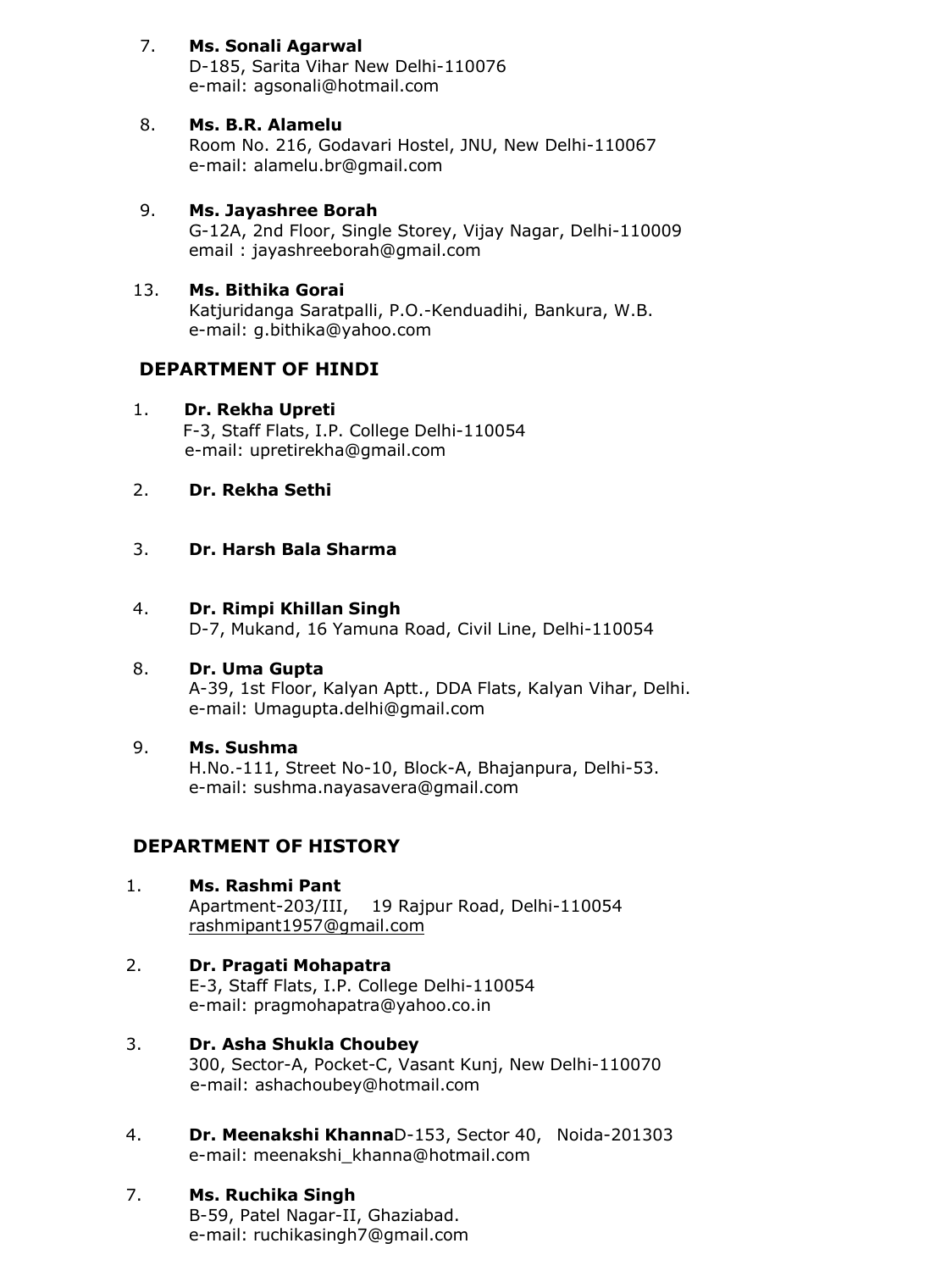7. **Ms. Sonali Agarwal**
   D-185, Sarita Vihar New Delhi-110076
   e-mail: agsonali@hotmail.com

8. **Ms. B.R. Alamelu**
   Room No. 216, Godavari Hostel, JNU, New Delhi-110067
   e-mail: alamelu.br@gmail.com

9. **Ms. Jayashree Borah**
   G-12A, 2nd Floor, Single Storey, Vijay Nagar, Delhi-110009
   email : jayashreeborah@gmail.com

13. **Ms. Bithika Gorai**
    Katjuridanga Saratpalli, P.O.-Kenduadihi, Bankura, W.B.
    e-mail: g.bithika@yahoo.com

## DEPARTMENT OF HINDI

1. **Dr. Rekha Upreti**
   F-3, Staff Flats, I.P. College Delhi-110054
   e-mail: upretirekha@gmail.com

2. **Dr. Rekha Sethi**

3. **Dr. Harsh Bala Sharma**

4. **Dr. Rimpi Khillan Singh**
   D-7, Mukand, 16 Yamuna Road, Civil Line, Delhi-110054

8. **Dr. Uma Gupta**
   A-39, 1st Floor, Kalyan Aptt., DDA Flats, Kalyan Vihar, Delhi.
   e-mail: Umagupta.delhi@gmail.com

9. **Ms. Sushma**
   H.No.-111, Street No-10, Block-A, Bhajanpura, Delhi-53.
   e-mail: sushma.nayasavera@gmail.com

## DEPARTMENT OF HISTORY

1. **Ms. Rashmi Pant**
   Apartment-203/III, 19 Rajpur Road, Delhi-110054
   rashmipant1957@gmail.com

2. **Dr. Pragati Mohapatra**
   E-3, Staff Flats, I.P. College Delhi-110054
   e-mail: pragmohapatra@yahoo.co.in

3. **Dr. Asha Shukla Choubey**
   300, Sector-A, Pocket-C, Vasant Kunj, New Delhi-110070
   e-mail: ashachoubey@hotmail.com

4. **Dr. Meenakshi Khanna**D-153, Sector 40, Noida-201303
   e-mail: meenakshi_khanna@hotmail.com

7. **Ms. Ruchika Singh**
   B-59, Patel Nagar-II, Ghaziabad.
   e-mail: ruchikasingh7@gmail.com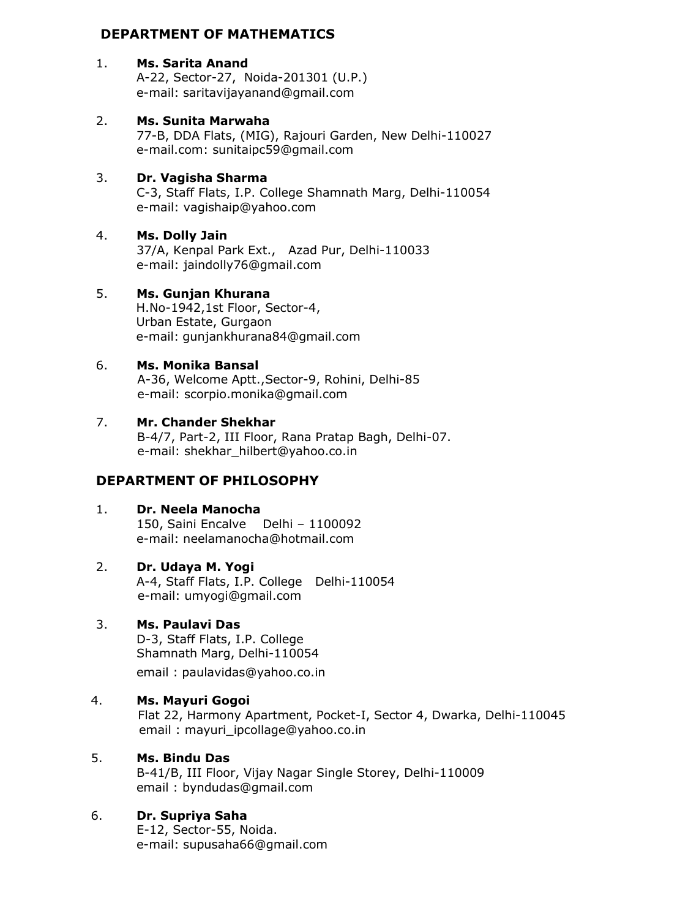## DEPARTMENT OF MATHEMATICS

1. **Ms. Sarita Anand**
   A-22, Sector-27, Noida-201301 (U.P.)
   e-mail: saritavijayanand@gmail.com

2. **Ms. Sunita Marwaha**
   77-B, DDA Flats, (MIG), Rajouri Garden, New Delhi-110027
   e-mail.com: sunitaipc59@gmail.com

3. **Dr. Vagisha Sharma**
   C-3, Staff Flats, I.P. College Shamnath Marg, Delhi-110054
   e-mail: vagishaip@yahoo.com

4. **Ms. Dolly Jain**
   37/A, Kenpal Park Ext., Azad Pur, Delhi-110033
   e-mail: jaindolly76@gmail.com

5. **Ms. Gunjan Khurana**
   H.No-1942,1st Floor, Sector-4,
   Urban Estate, Gurgaon
   e-mail: gunjankhurana84@gmail.com

6. **Ms. Monika Bansal**
   A-36, Welcome Aptt.,Sector-9, Rohini, Delhi-85
   e-mail: scorpio.monika@gmail.com

7. **Mr. Chander Shekhar**
   B-4/7, Part-2, III Floor, Rana Pratap Bagh, Delhi-07.
   e-mail: shekhar_hilbert@yahoo.co.in

## DEPARTMENT OF PHILOSOPHY

1. **Dr. Neela Manocha**
   150, Saini Encalve Delhi – 1100092
   e-mail: neelamanocha@hotmail.com

2. **Dr. Udaya M. Yogi**
   A-4, Staff Flats, I.P. College Delhi-110054
   e-mail: umyogi@gmail.com

3. **Ms. Paulavi Das**
   D-3, Staff Flats, I.P. College
   Shamnath Marg, Delhi-110054
   email : paulavidas@yahoo.co.in

4. **Ms. Mayuri Gogoi**
   Flat 22, Harmony Apartment, Pocket-I, Sector 4, Dwarka, Delhi-110045
   email : mayuri_ipcollage@yahoo.co.in

5. **Ms. Bindu Das**
   B-41/B, III Floor, Vijay Nagar Single Storey, Delhi-110009
   email : byndudas@gmail.com

6. **Dr. Supriya Saha**
   E-12, Sector-55, Noida.
   e-mail: supusaha66@gmail.com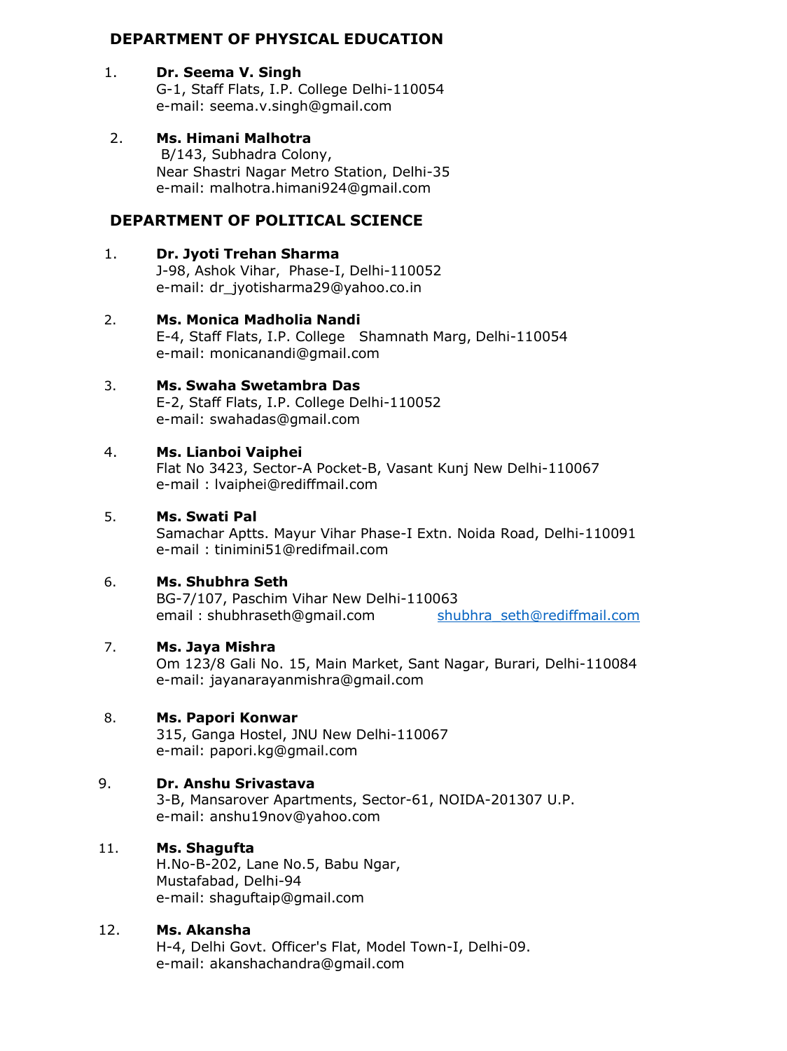## DEPARTMENT OF PHYSICAL EDUCATION

1. **Dr. Seema V. Singh**
   G-1, Staff Flats, I.P. College Delhi-110054
   e-mail: seema.v.singh@gmail.com

2. **Ms. Himani Malhotra**
   B/143, Subhadra Colony,
   Near Shastri Nagar Metro Station, Delhi-35
   e-mail: malhotra.himani924@gmail.com

## DEPARTMENT OF POLITICAL SCIENCE

1. **Dr. Jyoti Trehan Sharma**
   J-98, Ashok Vihar, Phase-I, Delhi-110052
   e-mail: dr_jyotisharma29@yahoo.co.in

2. **Ms. Monica Madholia Nandi**
   E-4, Staff Flats, I.P. College Shamnath Marg, Delhi-110054
   e-mail: monicanandi@gmail.com

3. **Ms. Swaha Swetambra Das**
   E-2, Staff Flats, I.P. College Delhi-110052
   e-mail: swahadas@gmail.com

4. **Ms. Lianboi Vaiphei**
   Flat No 3423, Sector-A Pocket-B, Vasant Kunj New Delhi-110067
   e-mail : lvaiphei@rediffmail.com

5. **Ms. Swati Pal**
   Samachar Aptts. Mayur Vihar Phase-I Extn. Noida Road, Delhi-110091
   e-mail : tinimini51@redifmail.com

6. **Ms. Shubhra Seth**
   BG-7/107, Paschim Vihar New Delhi-110063
   email : shubhraseth@gmail.com shubhra_seth@rediffmail.com

7. **Ms. Jaya Mishra**
   Om 123/8 Gali No. 15, Main Market, Sant Nagar, Burari, Delhi-110084
   e-mail: jayanarayanmishra@gmail.com

8. **Ms. Papori Konwar**
   315, Ganga Hostel, JNU New Delhi-110067
   e-mail: papori.kg@gmail.com

9. **Dr. Anshu Srivastava**
   3-B, Mansarover Apartments, Sector-61, NOIDA-201307 U.P.
   e-mail: anshu19nov@yahoo.com

11. **Ms. Shagufta**
    H.No-B-202, Lane No.5, Babu Ngar,
    Mustafabad, Delhi-94
    e-mail: shaguftaip@gmail.com

12. **Ms. Akansha**
    H-4, Delhi Govt. Officer's Flat, Model Town-I, Delhi-09.
    e-mail: akanshachandra@gmail.com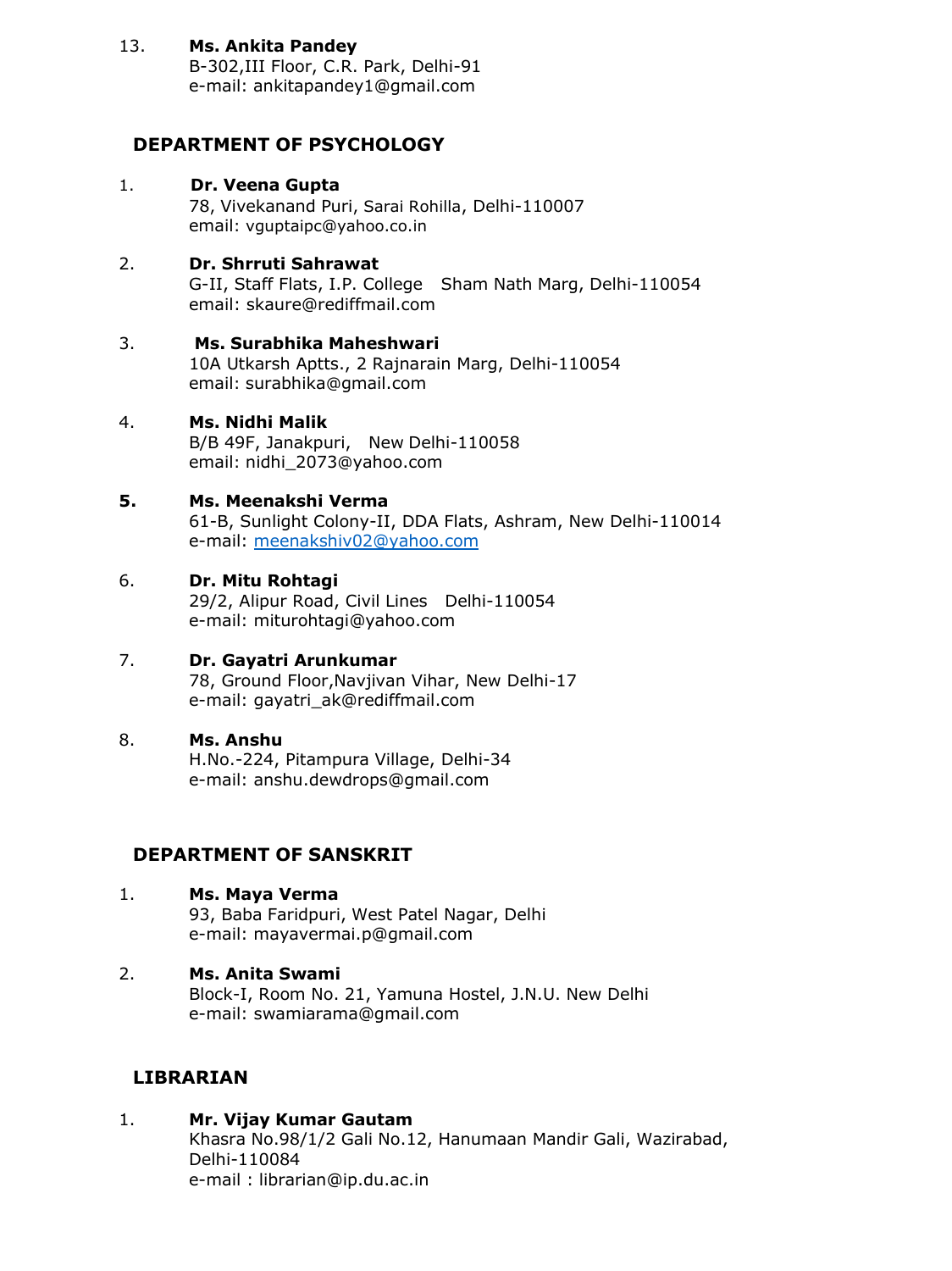13. **Ms. Ankita Pandey**
    B-302,III Floor, C.R. Park, Delhi-91
    e-mail: ankitapandey1@gmail.com

## DEPARTMENT OF PSYCHOLOGY

1. **Dr. Veena Gupta**
   78, Vivekanand Puri, Sarai Rohilla, Delhi-110007
   email: vguptaipc@yahoo.co.in

2. **Dr. Shrruti Sahrawat**
   G-II, Staff Flats, I.P. College Sham Nath Marg, Delhi-110054
   email: skaure@rediffmail.com

3. **Ms. Surabhika Maheshwari**
   10A Utkarsh Aptts., 2 Rajnarain Marg, Delhi-110054
   email: surabhika@gmail.com

4. **Ms. Nidhi Malik**
   B/B 49F, Janakpuri, New Delhi-110058
   email: nidhi_2073@yahoo.com

5. **Ms. Meenakshi Verma**
   61-B, Sunlight Colony-II, DDA Flats, Ashram, New Delhi-110014
   e-mail: meenakshiv02@yahoo.com

6. **Dr. Mitu Rohtagi**
   29/2, Alipur Road, Civil Lines Delhi-110054
   e-mail: miturohtagi@yahoo.com

7. **Dr. Gayatri Arunkumar**
   78, Ground Floor,Navjivan Vihar, New Delhi-17
   e-mail: gayatri_ak@rediffmail.com

8. **Ms. Anshu**
   H.No.-224, Pitampura Village, Delhi-34
   e-mail: anshu.dewdrops@gmail.com

## DEPARTMENT OF SANSKRIT

1. **Ms. Maya Verma**
   93, Baba Faridpuri, West Patel Nagar, Delhi
   e-mail: mayavermai.p@gmail.com

2. **Ms. Anita Swami**
   Block-I, Room No. 21, Yamuna Hostel, J.N.U. New Delhi
   e-mail: swamiarama@gmail.com

## LIBRARIAN

1. **Mr. Vijay Kumar Gautam**
   Khasra No.98/1/2 Gali No.12, Hanumaan Mandir Gali, Wazirabad, Delhi-110084
   e-mail : librarian@ip.du.ac.in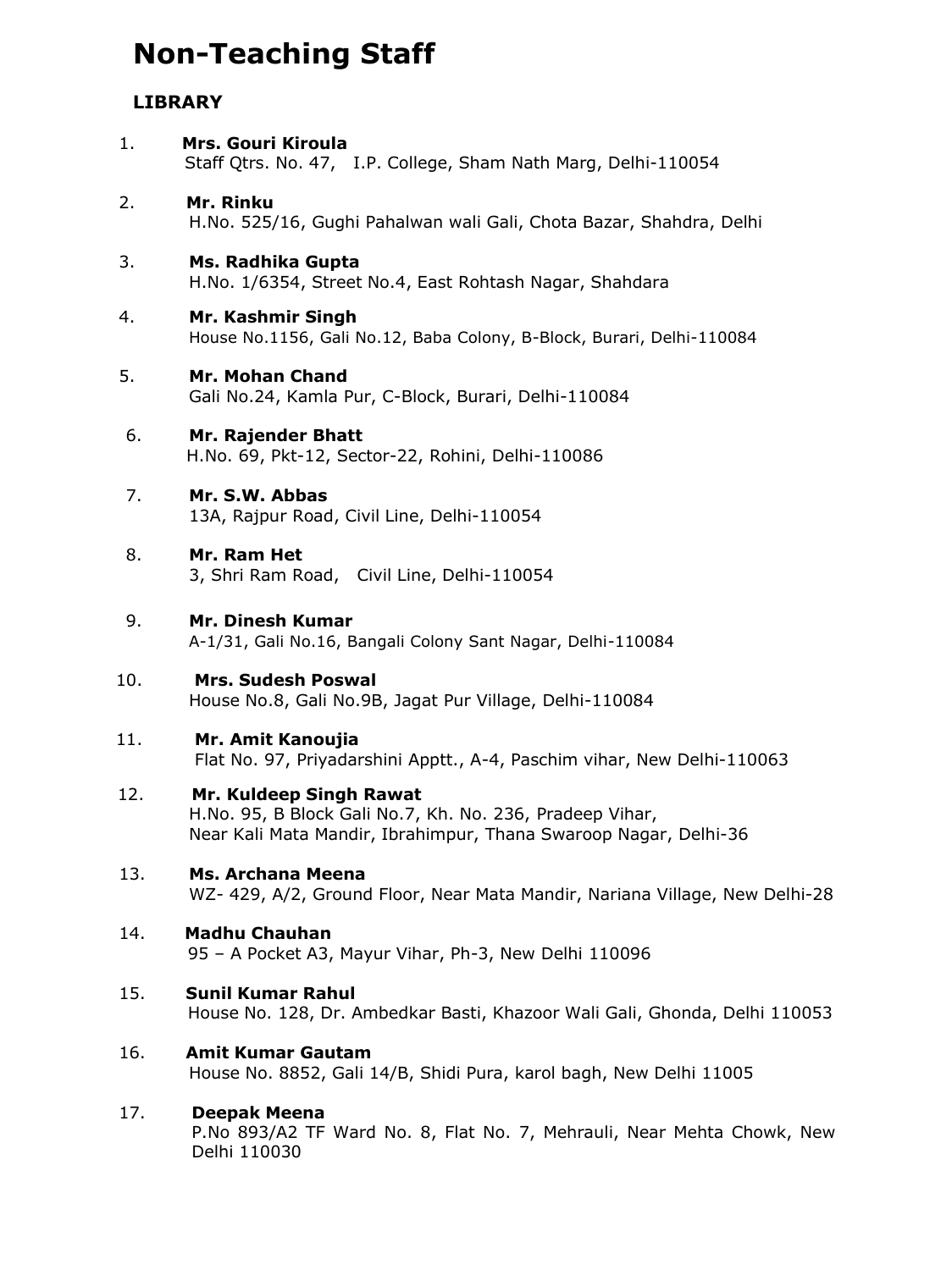# Non-Teaching Staff

## LIBRARY

1. **Mrs. Gouri Kiroula**
   Staff Qtrs. No. 47, I.P. College, Sham Nath Marg, Delhi-110054

2. **Mr. Rinku**
   H.No. 525/16, Gughi Pahalwan wali Gali, Chota Bazar, Shahdra, Delhi

3. **Ms. Radhika Gupta**
   H.No. 1/6354, Street No.4, East Rohtash Nagar, Shahdara

4. **Mr. Kashmir Singh**
   House No.1156, Gali No.12, Baba Colony, B-Block, Burari, Delhi-110084

5. **Mr. Mohan Chand**
   Gali No.24, Kamla Pur, C-Block, Burari, Delhi-110084

6. **Mr. Rajender Bhatt**
   H.No. 69, Pkt-12, Sector-22, Rohini, Delhi-110086

7. **Mr. S.W. Abbas**
   13A, Rajpur Road, Civil Line, Delhi-110054

8. **Mr. Ram Het**
   3, Shri Ram Road, Civil Line, Delhi-110054

9. **Mr. Dinesh Kumar**
   A-1/31, Gali No.16, Bangali Colony Sant Nagar, Delhi-110084

10. **Mrs. Sudesh Poswal**
    House No.8, Gali No.9B, Jagat Pur Village, Delhi-110084

11. **Mr. Amit Kanoujia**
    Flat No. 97, Priyadarshini Apptt., A-4, Paschim vihar, New Delhi-110063

12. **Mr. Kuldeep Singh Rawat**
    H.No. 95, B Block Gali No.7, Kh. No. 236, Pradeep Vihar,
    Near Kali Mata Mandir, Ibrahimpur, Thana Swaroop Nagar, Delhi-36

13. **Ms. Archana Meena**
    WZ- 429, A/2, Ground Floor, Near Mata Mandir, Nariana Village, New Delhi-28

14. **Madhu Chauhan**
    95 – A Pocket A3, Mayur Vihar, Ph-3, New Delhi 110096

15. **Sunil Kumar Rahul**
    House No. 128, Dr. Ambedkar Basti, Khazoor Wali Gali, Ghonda, Delhi 110053

16. **Amit Kumar Gautam**
    House No. 8852, Gali 14/B, Shidi Pura, karol bagh, New Delhi 11005

17. **Deepak Meena**
    P.No 893/A2 TF Ward No. 8, Flat No. 7, Mehrauli, Near Mehta Chowk, New Delhi 110030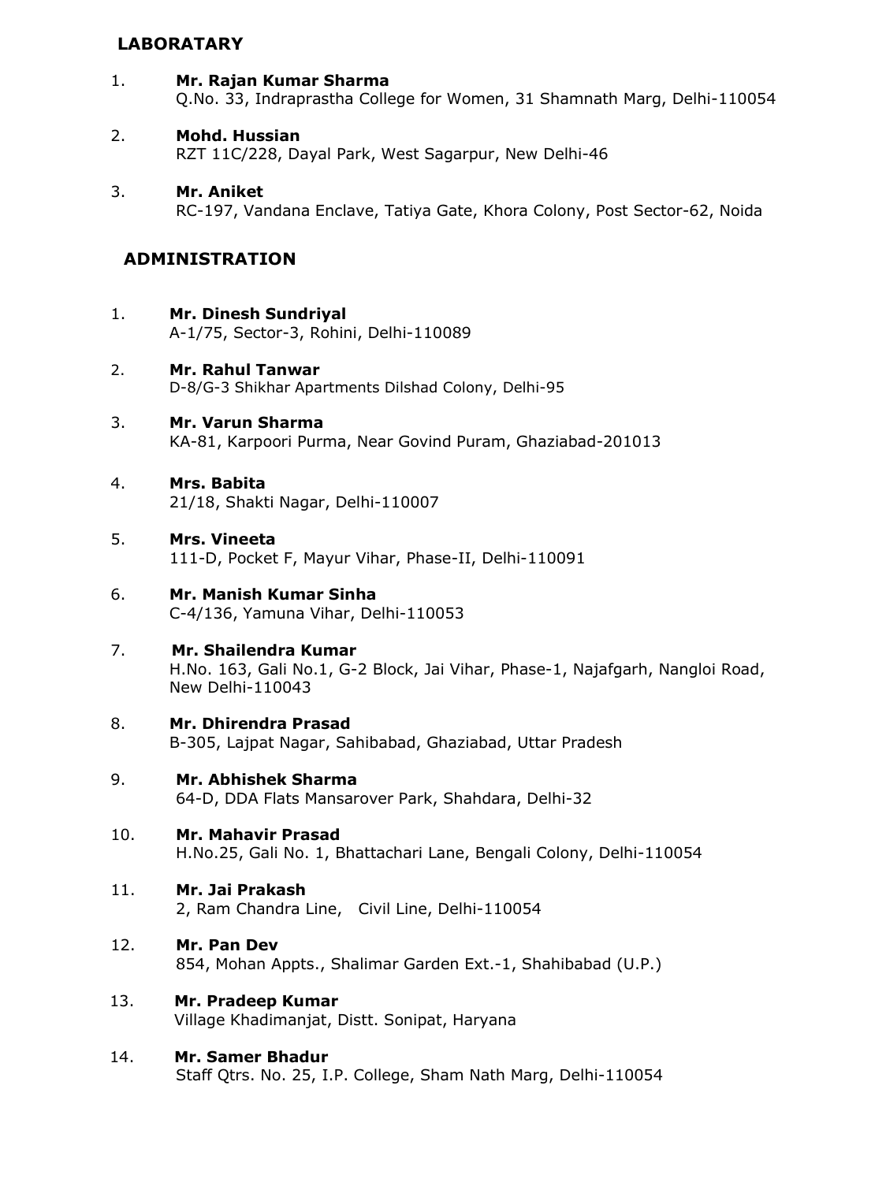## LABORATARY

1. **Mr. Rajan Kumar Sharma**
   Q.No. 33, Indraprastha College for Women, 31 Shamnath Marg, Delhi-110054

2. **Mohd. Hussian**
   RZT 11C/228, Dayal Park, West Sagarpur, New Delhi-46

3. **Mr. Aniket**
   RC-197, Vandana Enclave, Tatiya Gate, Khora Colony, Post Sector-62, Noida

## ADMINISTRATION

1. **Mr. Dinesh Sundriyal**
   A-1/75, Sector-3, Rohini, Delhi-110089

2. **Mr. Rahul Tanwar**
   D-8/G-3 Shikhar Apartments Dilshad Colony, Delhi-95

3. **Mr. Varun Sharma**
   KA-81, Karpoori Purma, Near Govind Puram, Ghaziabad-201013

4. **Mrs. Babita**
   21/18, Shakti Nagar, Delhi-110007

5. **Mrs. Vineeta**
   111-D, Pocket F, Mayur Vihar, Phase-II, Delhi-110091

6. **Mr. Manish Kumar Sinha**
   C-4/136, Yamuna Vihar, Delhi-110053

7. **Mr. Shailendra Kumar**
   H.No. 163, Gali No.1, G-2 Block, Jai Vihar, Phase-1, Najafgarh, Nangloi Road, New Delhi-110043

8. **Mr. Dhirendra Prasad**
   B-305, Lajpat Nagar, Sahibabad, Ghaziabad, Uttar Pradesh

9. **Mr. Abhishek Sharma**
   64-D, DDA Flats Mansarover Park, Shahdara, Delhi-32

10. **Mr. Mahavir Prasad**
    H.No.25, Gali No. 1, Bhattachari Lane, Bengali Colony, Delhi-110054

11. **Mr. Jai Prakash**
    2, Ram Chandra Line, Civil Line, Delhi-110054

12. **Mr. Pan Dev**
    854, Mohan Appts., Shalimar Garden Ext.-1, Shahibabad (U.P.)

13. **Mr. Pradeep Kumar**
    Village Khadimanjat, Distt. Sonipat, Haryana

14. **Mr. Samer Bhadur**
    Staff Qtrs. No. 25, I.P. College, Sham Nath Marg, Delhi-110054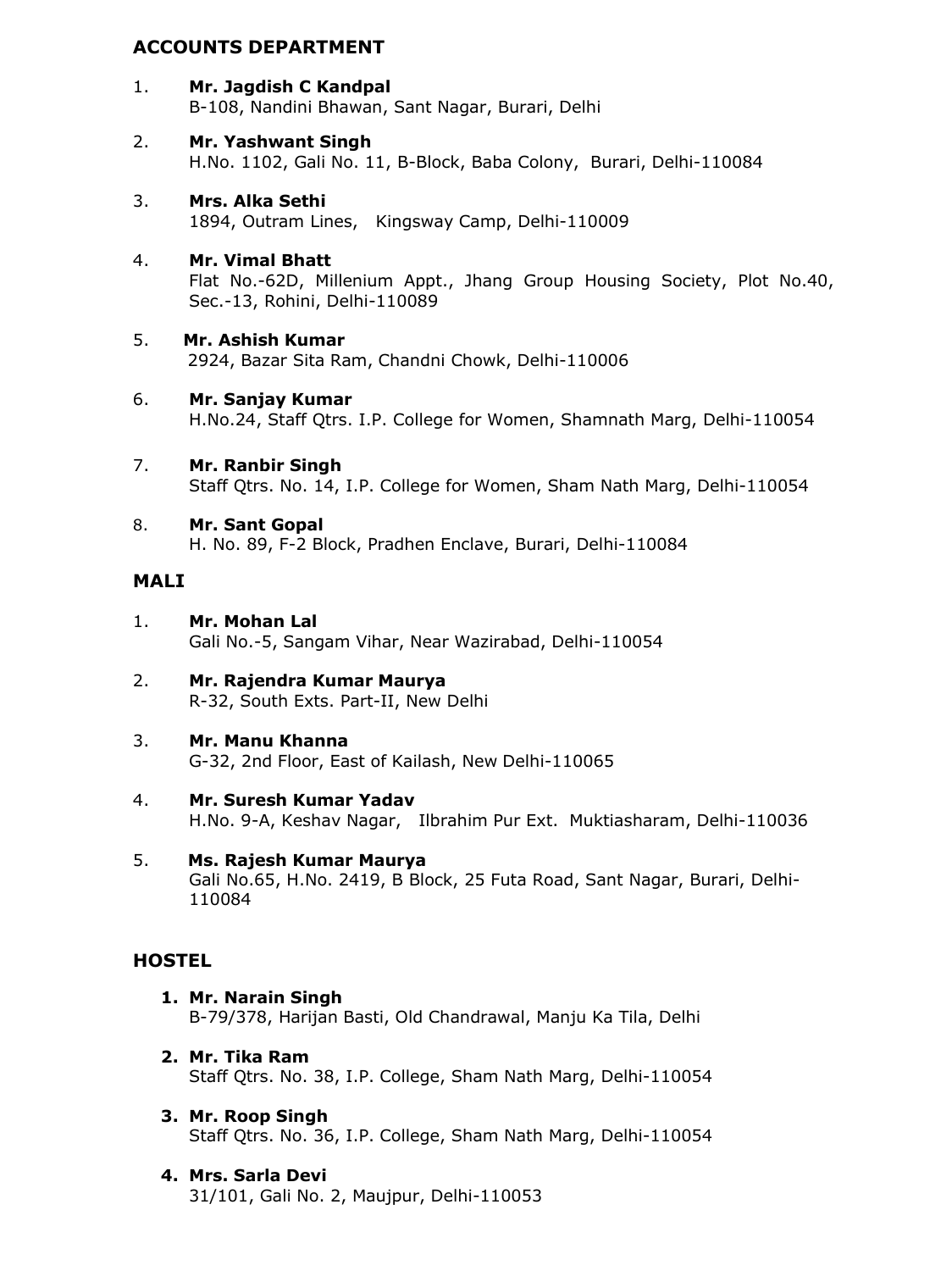## ACCOUNTS DEPARTMENT

1. **Mr. Jagdish C Kandpal**
   B-108, Nandini Bhawan, Sant Nagar, Burari, Delhi

2. **Mr. Yashwant Singh**
   H.No. 1102, Gali No. 11, B-Block, Baba Colony, Burari, Delhi-110084

3. **Mrs. Alka Sethi**
   1894, Outram Lines, Kingsway Camp, Delhi-110009

4. **Mr. Vimal Bhatt**
   Flat No.-62D, Millenium Appt., Jhang Group Housing Society, Plot No.40, Sec.-13, Rohini, Delhi-110089

5. **Mr. Ashish Kumar**
   2924, Bazar Sita Ram, Chandni Chowk, Delhi-110006

6. **Mr. Sanjay Kumar**
   H.No.24, Staff Qtrs. I.P. College for Women, Shamnath Marg, Delhi-110054

7. **Mr. Ranbir Singh**
   Staff Qtrs. No. 14, I.P. College for Women, Sham Nath Marg, Delhi-110054

8. **Mr. Sant Gopal**
   H. No. 89, F-2 Block, Pradhen Enclave, Burari, Delhi-110084

## MALI

1. **Mr. Mohan Lal**
   Gali No.-5, Sangam Vihar, Near Wazirabad, Delhi-110054

2. **Mr. Rajendra Kumar Maurya**
   R-32, South Exts. Part-II, New Delhi

3. **Mr. Manu Khanna**
   G-32, 2nd Floor, East of Kailash, New Delhi-110065

4. **Mr. Suresh Kumar Yadav**
   H.No. 9-A, Keshav Nagar, Ilbrahim Pur Ext. Muktiasharam, Delhi-110036

5. **Ms. Rajesh Kumar Maurya**
   Gali No.65, H.No. 2419, B Block, 25 Futa Road, Sant Nagar, Burari, Delhi-110084

## HOSTEL

1. **Mr. Narain Singh**
   B-79/378, Harijan Basti, Old Chandrawal, Manju Ka Tila, Delhi

2. **Mr. Tika Ram**
   Staff Qtrs. No. 38, I.P. College, Sham Nath Marg, Delhi-110054

3. **Mr. Roop Singh**
   Staff Qtrs. No. 36, I.P. College, Sham Nath Marg, Delhi-110054

4. **Mrs. Sarla Devi**
   31/101, Gali No. 2, Maujpur, Delhi-110053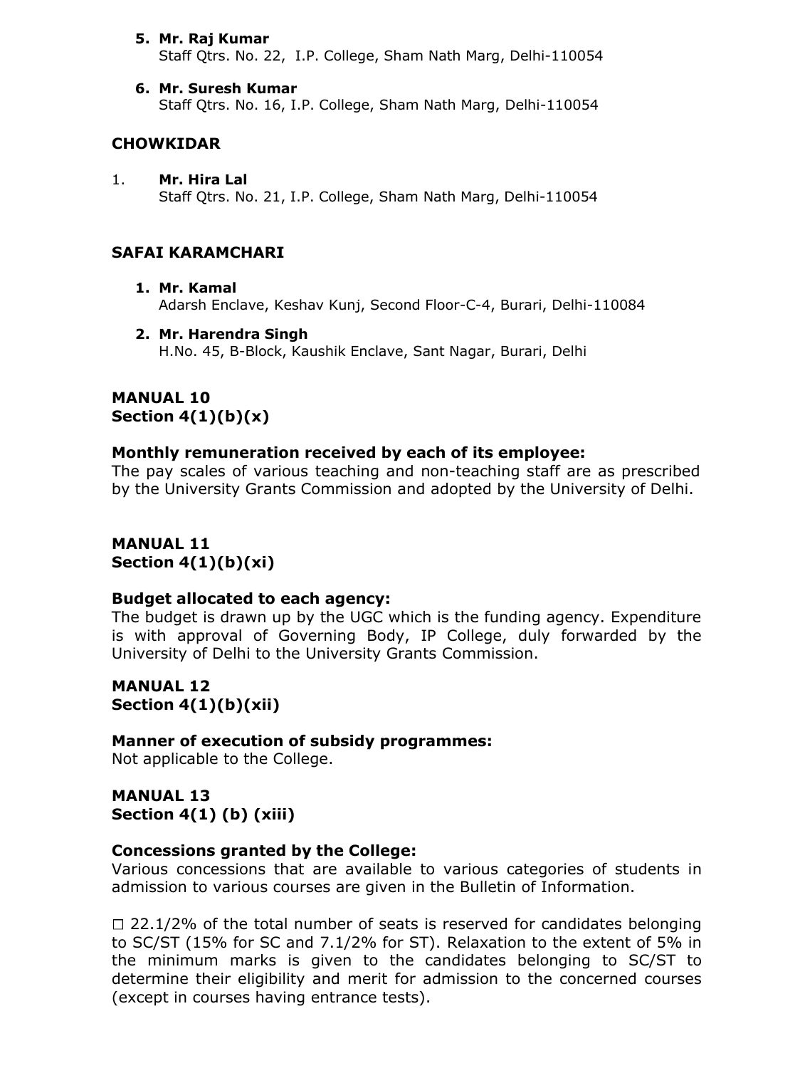5. **Mr. Raj Kumar**
   Staff Qtrs. No. 22, I.P. College, Sham Nath Marg, Delhi-110054

6. **Mr. Suresh Kumar**
   Staff Qtrs. No. 16, I.P. College, Sham Nath Marg, Delhi-110054

**CHOWKIDAR**

1. **Mr. Hira Lal**
   Staff Qtrs. No. 21, I.P. College, Sham Nath Marg, Delhi-110054

**SAFAI KARAMCHARI**

1. **Mr. Kamal**
   Adarsh Enclave, Keshav Kunj, Second Floor-C-4, Burari, Delhi-110084

2. **Mr. Harendra Singh**
   H.No. 45, B-Block, Kaushik Enclave, Sant Nagar, Burari, Delhi

**MANUAL 10**
**Section 4(1)(b)(x)**

**Monthly remuneration received by each of its employee:**
The pay scales of various teaching and non-teaching staff are as prescribed by the University Grants Commission and adopted by the University of Delhi.

**MANUAL 11**
**Section 4(1)(b)(xi)**

**Budget allocated to each agency:**
The budget is drawn up by the UGC which is the funding agency. Expenditure is with approval of Governing Body, IP College, duly forwarded by the University of Delhi to the University Grants Commission.

**MANUAL 12**
**Section 4(1)(b)(xii)**

**Manner of execution of subsidy programmes:**
Not applicable to the College.

**MANUAL 13**
**Section 4(1) (b) (xiii)**

**Concessions granted by the College:**
Various concessions that are available to various categories of students in admission to various courses are given in the Bulletin of Information.

- 22.1/2% of the total number of seats is reserved for candidates belonging to SC/ST (15% for SC and 7.1/2% for ST). Relaxation to the extent of 5% in the minimum marks is given to the candidates belonging to SC/ST to determine their eligibility and merit for admission to the concerned courses (except in courses having entrance tests).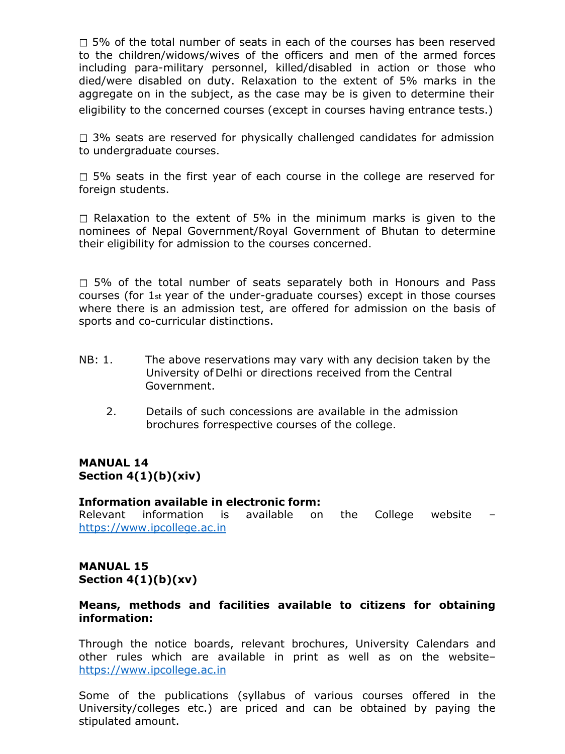- 5% of the total number of seats in each of the courses has been reserved to the children/widows/wives of the officers and men of the armed forces including para-military personnel, killed/disabled in action or those who died/were disabled on duty. Relaxation to the extent of 5% marks in the aggregate on in the subject, as the case may be is given to determine their eligibility to the concerned courses (except in courses having entrance tests.)

- 3% seats are reserved for physically challenged candidates for admission to undergraduate courses.

- 5% seats in the first year of each course in the college are reserved for foreign students.

- Relaxation to the extent of 5% in the minimum marks is given to the nominees of Nepal Government/Royal Government of Bhutan to determine their eligibility for admission to the courses concerned.

- 5% of the total number of seats separately both in Honours and Pass courses (for 1st year of the under-graduate courses) except in those courses where there is an admission test, are offered for admission on the basis of sports and co-curricular distinctions.

NB: 1. The above reservations may vary with any decision taken by the University of Delhi or directions received from the Central Government.

2. Details of such concessions are available in the admission brochures forrespective courses of the college.

**MANUAL 14**
**Section 4(1)(b)(xiv)**

**Information available in electronic form:**
Relevant information is available on the College website – https://www.ipcollege.ac.in

**MANUAL 15**
**Section 4(1)(b)(xv)**

**Means, methods and facilities available to citizens for obtaining information:**

Through the notice boards, relevant brochures, University Calendars and other rules which are available in print as well as on the website– https://www.ipcollege.ac.in

Some of the publications (syllabus of various courses offered in the University/colleges etc.) are priced and can be obtained by paying the stipulated amount.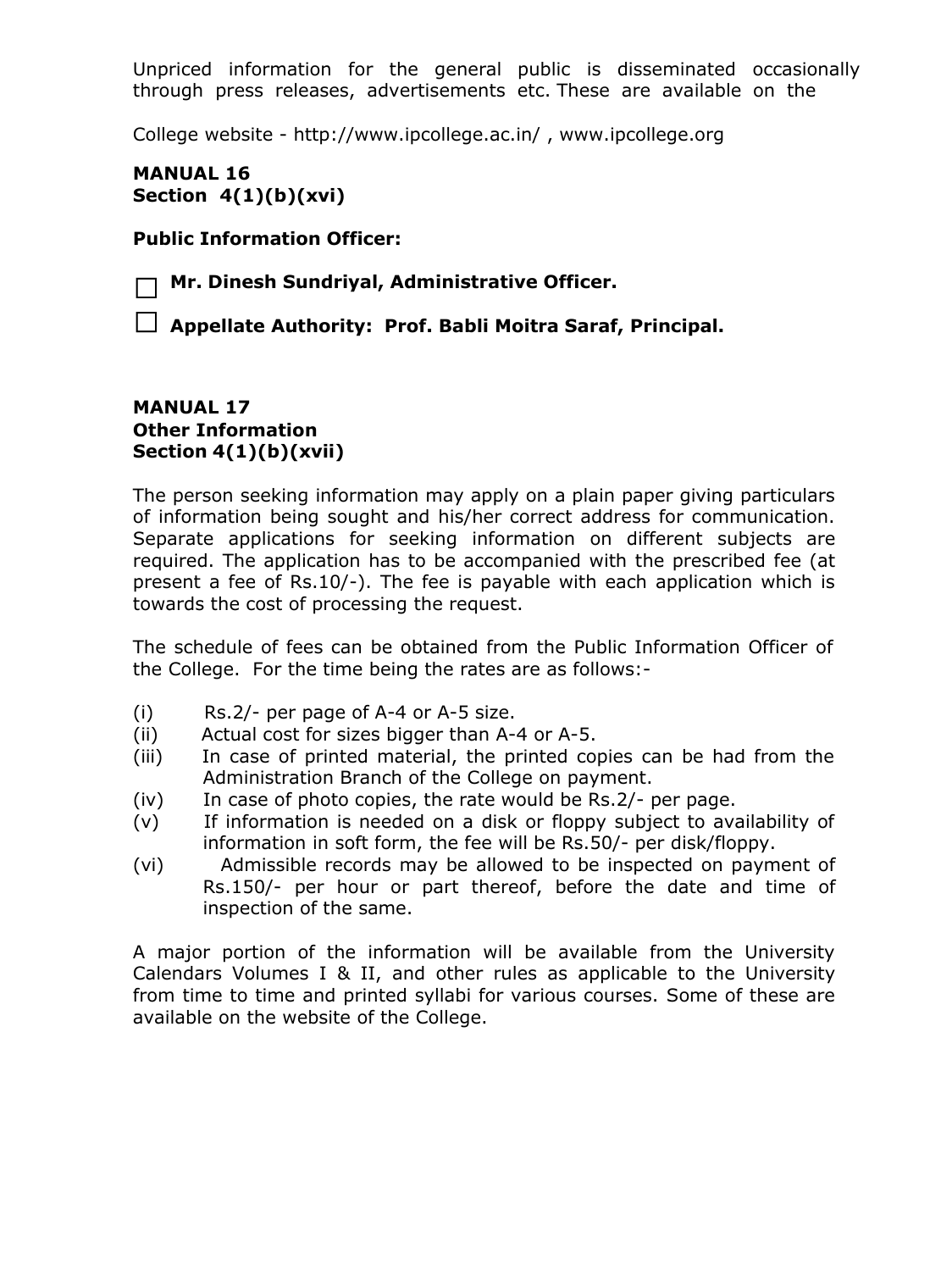Unpriced information for the general public is disseminated occasionally through press releases, advertisements etc. These are available on the

College website - http://www.ipcollege.ac.in/ , www.ipcollege.org

**MANUAL 16**
**Section 4(1)(b)(xvi)**

**Public Information Officer:**

- ☐ **Mr. Dinesh Sundriyal, Administrative Officer.**
- ☐ **Appellate Authority: Prof. Babli Moitra Saraf, Principal.**

**MANUAL 17**
**Other Information**
**Section 4(1)(b)(xvii)**

The person seeking information may apply on a plain paper giving particulars of information being sought and his/her correct address for communication. Separate applications for seeking information on different subjects are required. The application has to be accompanied with the prescribed fee (at present a fee of Rs.10/-). The fee is payable with each application which is towards the cost of processing the request.

The schedule of fees can be obtained from the Public Information Officer of the College. For the time being the rates are as follows:-

(i) Rs.2/- per page of A-4 or A-5 size.
(ii) Actual cost for sizes bigger than A-4 or A-5.
(iii) In case of printed material, the printed copies can be had from the Administration Branch of the College on payment.
(iv) In case of photo copies, the rate would be Rs.2/- per page.
(v) If information is needed on a disk or floppy subject to availability of information in soft form, the fee will be Rs.50/- per disk/floppy.
(vi) Admissible records may be allowed to be inspected on payment of Rs.150/- per hour or part thereof, before the date and time of inspection of the same.

A major portion of the information will be available from the University Calendars Volumes I & II, and other rules as applicable to the University from time to time and printed syllabi for various courses. Some of these are available on the website of the College.